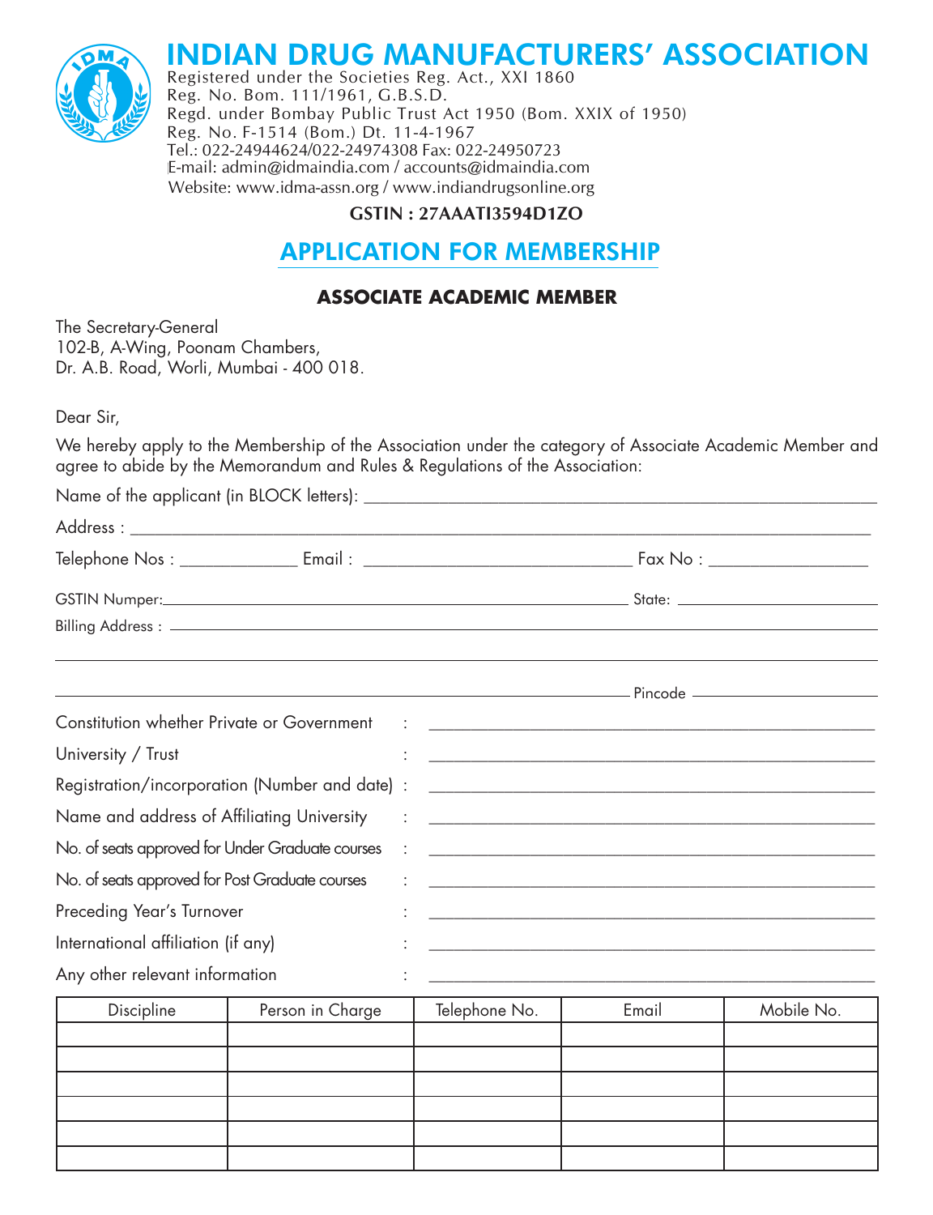# INDIAN DRUG MANUFACTURERS' ASSOCIATION

Registered under the Societies Reg. Act., XXI 1860
Reg. No. Bom. 111/1961, G.B.S.D.
Regd. under Bombay Public Trust Act 1950 (Bom. XXIX of 1950)
Reg. No. F-1514 (Bom.) Dt. 11-4-1967
Tel.: 022-24944624/022-24974308 Fax: 022-24950723
E-mail: admin@idmaindia.com / accounts@idmaindia.com
Website: www.idma-assn.org / www.indiandrugsonline.org

**GSTIN : 27AAATI3594D1ZO**

## APPLICATION FOR MEMBERSHIP

### ASSOCIATE ACADEMIC MEMBER

The Secretary-General
102-B, A-Wing, Poonam Chambers,
Dr. A.B. Road, Worli, Mumbai - 400 018.

Dear Sir,

We hereby apply to the Membership of the Association under the category of Associate Academic Member and agree to abide by the Memorandum and Rules & Regulations of the Association:

Name of the applicant (in BLOCK letters): ____________________

Address : ____________________

Telephone Nos : __________ Email : __________ Fax No : __________

GSTIN Numper: ____________________ State: __________

Billing Address : ____________________

____________________

____________________ Pincode __________

Constitution whether Private or Government : ____________________

University / Trust : ____________________

Registration/incorporation (Number and date) : ____________________

Name and address of Affiliating University : ____________________

No. of seats approved for Under Graduate courses : ____________________

No. of seats approved for Post Graduate courses : ____________________

Preceding Year's Turnover : ____________________

International affiliation (if any) : ____________________

Any other relevant information : ____________________

| Discipline | Person in Charge | Telephone No. | Email | Mobile No. |
|---|---|---|---|---|
| | | | | |
| | | | | |
| | | | | |
| | | | | |
| | | | | |
| | | | | |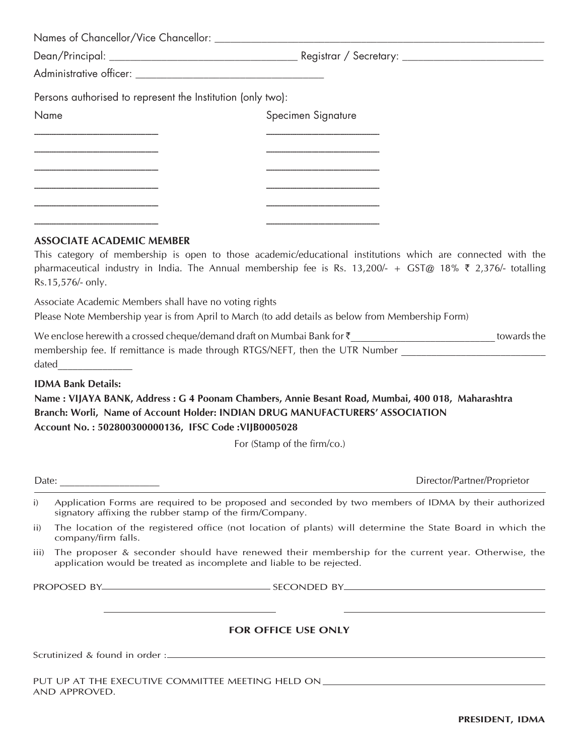Names of Chancellor/Vice Chancellor: ______________________________________________

Dean/Principal: ______________________________ Registrar / Secretary: ______________________

Administrative officer: ______________________________

Persons authorised to represent the Institution (only two):

| Name | Specimen Signature |
|---|---|
| ____________________ | ____________________ |
| ____________________ | ____________________ |
| ____________________ | ____________________ |
| ____________________ | ____________________ |
| ____________________ | ____________________ |
| ____________________ | ____________________ |

**ASSOCIATE ACADEMIC MEMBER**

This category of membership is open to those academic/educational institutions which are connected with the pharmaceutical industry in India. The Annual membership fee is Rs. 13,200/- + GST@ 18% ₹ 2,376/- totalling Rs.15,576/- only.

Associate Academic Members shall have no voting rights

Please Note Membership year is from April to March (to add details as below from Membership Form)

We enclose herewith a crossed cheque/demand draft on Mumbai Bank for ₹________________________ towards the membership fee. If remittance is made through RTGS/NEFT, then the UTR Number ________________________ dated____________

**IDMA Bank Details:**

**Name : VIJAYA BANK, Address : G 4 Poonam Chambers, Annie Besant Road, Mumbai, 400 018, Maharashtra**
**Branch: Worli, Name of Account Holder: INDIAN DRUG MANUFACTURERS' ASSOCIATION**
**Account No. : 502800300000136, IFSC Code :VIJB0005028**

For (Stamp of the firm/co.)

Date: ________________ Director/Partner/Proprietor

i) Application Forms are required to be proposed and seconded by two members of IDMA by their authorized signatory affixing the rubber stamp of the firm/Company.

ii) The location of the registered office (not location of plants) will determine the State Board in which the company/firm falls.

iii) The proposer & seconder should have renewed their membership for the current year. Otherwise, the application would be treated as incomplete and liable to be rejected.

PROPOSED BY______________________________ SECONDED BY______________________________

______________________________ ______________________________

**FOR OFFICE USE ONLY**

Scrutinized & found in order :______________________________________________

PUT UP AT THE EXECUTIVE COMMITTEE MEETING HELD ON ______________________________
AND APPROVED.

**PRESIDENT, IDMA**